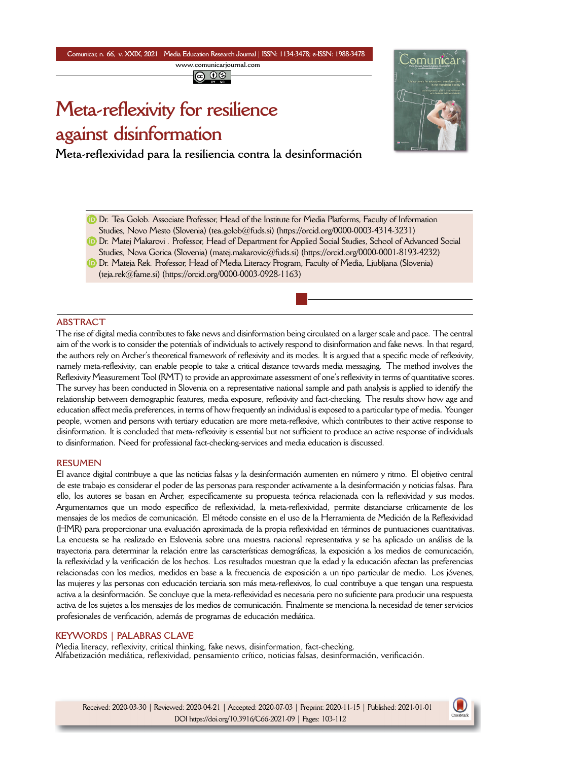# Meta-reflexivity for resilience against disinformation

## Meta-reflexividad para la resiliencia contra la desinformación

Dr. Tea Golob. Associate Professor, Head of the Institute for Media Platforms, Faculty of Information Studies, Novo Mesto (Slovenia) (tea.golob@fuds.si) (https://orcid.org/0000-0003-4314-3231)

Dr. Matej Makarovi . Professor, Head of Department for Applied Social Studies, School of Advanced Social Studies, Nova Gorica (Slovenia) (matej.makarovic@fuds.si) (https://orcid.org/0000-0001-8193-4232)

Dr. Mateja Rek. Professor, Head of Media Literacy Program, Faculty of Media, Ljubljana (Slovenia) (teja.rek@fame.si) (https://orcid.org/0000-0003-0928-1163)

### ABSTRACT

The rise of digital media contributes to fake news and disinformation being circulated on a larger scale and pace. The central aim of the work is to consider the potentials of individuals to actively respond to disinformation and fake news. In that regard, the authors rely on Archer's theoretical framework of reflexivity and its modes. It is argued that a specific mode of reflexivity, namely meta-reflexivity, can enable people to take a critical distance towards media messaging. The method involves the Reflexivity Measurement Tool (RMT) to provide an approximate assessment of one's reflexivity in terms of quantitative scores. The survey has been conducted in Slovenia on a representative national sample and path analysis is applied to identify the relationship between demographic features, media exposure, reflexivity and fact-checking. The results show how age and education affect media preferences, in terms of how frequently an individual is exposed to a particular type of media. Younger people, women and persons with tertiary education are more meta-reflexive, which contributes to their active response to disinformation. It is concluded that meta-reflexivity is essential but not sufficient to produce an active response of individuals to disinformation. Need for professional fact-checking-services and media education is discussed.

### RESUMEN

El avance digital contribuye a que las noticias falsas y la desinformación aumenten en número y ritmo. El objetivo central de este trabajo es considerar el poder de las personas para responder activamente a la desinformación y noticias falsas. Para ello, los autores se basan en Archer, específicamente su propuesta teórica relacionada con la reflexividad y sus modos. Argumentamos que un modo específico de reflexividad, la meta-reflexividad, permite distanciarse críticamente de los mensajes de los medios de comunicación. El método consiste en el uso de la Herramienta de Medición de la Reflexividad (HMR) para proporcionar una evaluación aproximada de la propia reflexividad en términos de puntuaciones cuantitativas. La encuesta se ha realizado en Eslovenia sobre una muestra nacional representativa y se ha aplicado un análisis de la trayectoria para determinar la relación entre las características demográficas, la exposición a los medios de comunicación, la reflexividad y la verificación de los hechos. Los resultados muestran que la edad y la educación afectan las preferencias relacionadas con los medios, medidos en base a la frecuencia de exposición a un tipo particular de medio. Los jóvenes, las mujeres y las personas con educación terciaria son más meta-reflexivos, lo cual contribuye a que tengan una respuesta activa a la desinformación. Se concluye que la meta-reflexividad es necesaria pero no suficiente para producir una respuesta activa de los sujetos a los mensajes de los medios de comunicación. Finalmente se menciona la necesidad de tener servicios profesionales de verificación, además de programas de educación mediática.

### KEYWORDS | PALABRAS CLAVE

Media literacy, reflexivity, critical thinking, fake news, disinformation, fact-checking.
Alfabetización mediática, reflexividad, pensamiento crítico, noticias falsas, desinformación, verificación.

Received: 2020-03-30 | Reviewed: 2020-04-21 | Accepted: 2020-07-03 | Preprint: 2020-11-15 | Published: 2021-01-01
DOI https://doi.org/10.3916/C66-2021-09 | Pages: 103-112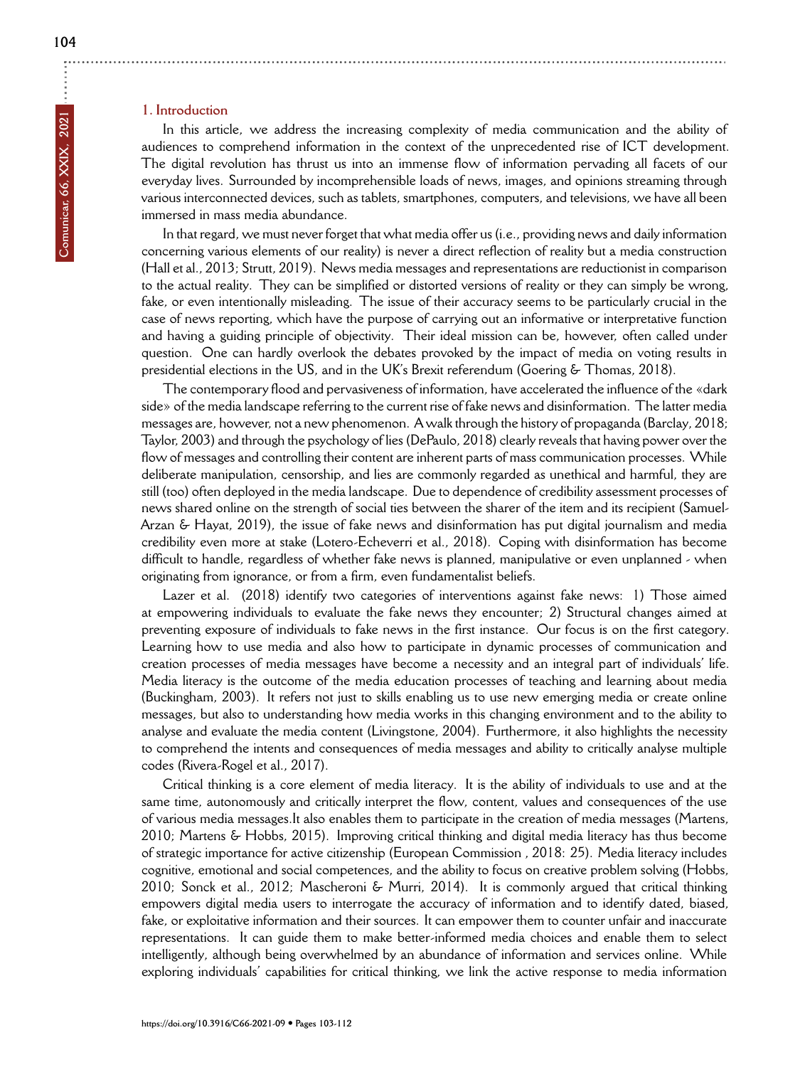## 1. Introduction

In this article, we address the increasing complexity of media communication and the ability of audiences to comprehend information in the context of the unprecedented rise of ICT development. The digital revolution has thrust us into an immense flow of information pervading all facets of our everyday lives. Surrounded by incomprehensible loads of news, images, and opinions streaming through various interconnected devices, such as tablets, smartphones, computers, and televisions, we have all been immersed in mass media abundance.

In that regard, we must never forget that what media offer us (i.e., providing news and daily information concerning various elements of our reality) is never a direct reflection of reality but a media construction (Hall et al., 2013; Strutt, 2019). News media messages and representations are reductionist in comparison to the actual reality. They can be simplified or distorted versions of reality or they can simply be wrong, fake, or even intentionally misleading. The issue of their accuracy seems to be particularly crucial in the case of news reporting, which have the purpose of carrying out an informative or interpretative function and having a guiding principle of objectivity. Their ideal mission can be, however, often called under question. One can hardly overlook the debates provoked by the impact of media on voting results in presidential elections in the US, and in the UK's Brexit referendum (Goering & Thomas, 2018).

The contemporary flood and pervasiveness of information, have accelerated the influence of the «dark side» of the media landscape referring to the current rise of fake news and disinformation. The latter media messages are, however, not a new phenomenon. A walk through the history of propaganda (Barclay, 2018; Taylor, 2003) and through the psychology of lies (DePaulo, 2018) clearly reveals that having power over the flow of messages and controlling their content are inherent parts of mass communication processes. While deliberate manipulation, censorship, and lies are commonly regarded as unethical and harmful, they are still (too) often deployed in the media landscape. Due to dependence of credibility assessment processes of news shared online on the strength of social ties between the sharer of the item and its recipient (Samuel-Arzan & Hayat, 2019), the issue of fake news and disinformation has put digital journalism and media credibility even more at stake (Lotero-Echeverri et al., 2018). Coping with disinformation has become difficult to handle, regardless of whether fake news is planned, manipulative or even unplanned - when originating from ignorance, or from a firm, even fundamentalist beliefs.

Lazer et al. (2018) identify two categories of interventions against fake news: 1) Those aimed at empowering individuals to evaluate the fake news they encounter; 2) Structural changes aimed at preventing exposure of individuals to fake news in the first instance. Our focus is on the first category. Learning how to use media and also how to participate in dynamic processes of communication and creation processes of media messages have become a necessity and an integral part of individuals' life. Media literacy is the outcome of the media education processes of teaching and learning about media (Buckingham, 2003). It refers not just to skills enabling us to use new emerging media or create online messages, but also to understanding how media works in this changing environment and to the ability to analyse and evaluate the media content (Livingstone, 2004). Furthermore, it also highlights the necessity to comprehend the intents and consequences of media messages and ability to critically analyse multiple codes (Rivera-Rogel et al., 2017).

Critical thinking is a core element of media literacy. It is the ability of individuals to use and at the same time, autonomously and critically interpret the flow, content, values and consequences of the use of various media messages.It also enables them to participate in the creation of media messages (Martens, 2010; Martens & Hobbs, 2015). Improving critical thinking and digital media literacy has thus become of strategic importance for active citizenship (European Commission , 2018: 25). Media literacy includes cognitive, emotional and social competences, and the ability to focus on creative problem solving (Hobbs, 2010; Sonck et al., 2012; Mascheroni & Murri, 2014). It is commonly argued that critical thinking empowers digital media users to interrogate the accuracy of information and to identify dated, biased, fake, or exploitative information and their sources. It can empower them to counter unfair and inaccurate representations. It can guide them to make better-informed media choices and enable them to select intelligently, although being overwhelmed by an abundance of information and services online. While exploring individuals' capabilities for critical thinking, we link the active response to media information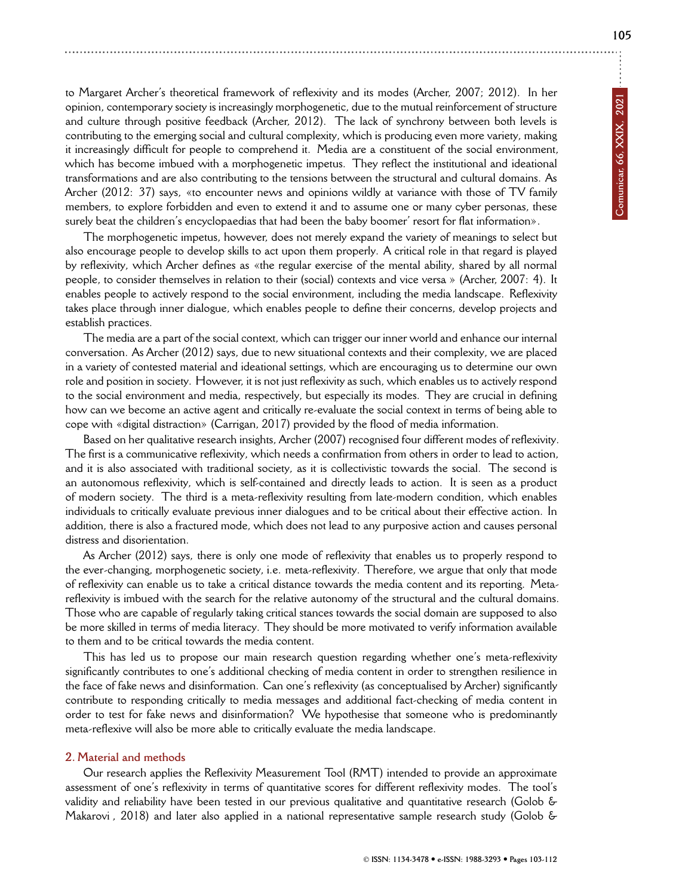to Margaret Archer's theoretical framework of reflexivity and its modes (Archer, 2007; 2012). In her opinion, contemporary society is increasingly morphogenetic, due to the mutual reinforcement of structure and culture through positive feedback (Archer, 2012). The lack of synchrony between both levels is contributing to the emerging social and cultural complexity, which is producing even more variety, making it increasingly difficult for people to comprehend it. Media are a constituent of the social environment, which has become imbued with a morphogenetic impetus. They reflect the institutional and ideational transformations and are also contributing to the tensions between the structural and cultural domains. As Archer (2012: 37) says, «to encounter news and opinions wildly at variance with those of TV family members, to explore forbidden and even to extend it and to assume one or many cyber personas, these surely beat the children's encyclopaedias that had been the baby boomer' resort for flat information».

The morphogenetic impetus, however, does not merely expand the variety of meanings to select but also encourage people to develop skills to act upon them properly. A critical role in that regard is played by reflexivity, which Archer defines as «the regular exercise of the mental ability, shared by all normal people, to consider themselves in relation to their (social) contexts and vice versa » (Archer, 2007: 4). It enables people to actively respond to the social environment, including the media landscape. Reflexivity takes place through inner dialogue, which enables people to define their concerns, develop projects and establish practices.

The media are a part of the social context, which can trigger our inner world and enhance our internal conversation. As Archer (2012) says, due to new situational contexts and their complexity, we are placed in a variety of contested material and ideational settings, which are encouraging us to determine our own role and position in society. However, it is not just reflexivity as such, which enables us to actively respond to the social environment and media, respectively, but especially its modes. They are crucial in defining how can we become an active agent and critically re-evaluate the social context in terms of being able to cope with «digital distraction» (Carrigan, 2017) provided by the flood of media information.

Based on her qualitative research insights, Archer (2007) recognised four different modes of reflexivity. The first is a communicative reflexivity, which needs a confirmation from others in order to lead to action, and it is also associated with traditional society, as it is collectivistic towards the social. The second is an autonomous reflexivity, which is self-contained and directly leads to action. It is seen as a product of modern society. The third is a meta-reflexivity resulting from late-modern condition, which enables individuals to critically evaluate previous inner dialogues and to be critical about their effective action. In addition, there is also a fractured mode, which does not lead to any purposive action and causes personal distress and disorientation.

As Archer (2012) says, there is only one mode of reflexivity that enables us to properly respond to the ever-changing, morphogenetic society, i.e. meta-reflexivity. Therefore, we argue that only that mode of reflexivity can enable us to take a critical distance towards the media content and its reporting. Meta-reflexivity is imbued with the search for the relative autonomy of the structural and the cultural domains. Those who are capable of regularly taking critical stances towards the social domain are supposed to also be more skilled in terms of media literacy. They should be more motivated to verify information available to them and to be critical towards the media content.

This has led us to propose our main research question regarding whether one's meta-reflexivity significantly contributes to one's additional checking of media content in order to strengthen resilience in the face of fake news and disinformation. Can one's reflexivity (as conceptualised by Archer) significantly contribute to responding critically to media messages and additional fact-checking of media content in order to test for fake news and disinformation? We hypothesise that someone who is predominantly meta-reflexive will also be more able to critically evaluate the media landscape.

## 2. Material and methods

Our research applies the Reflexivity Measurement Tool (RMT) intended to provide an approximate assessment of one's reflexivity in terms of quantitative scores for different reflexivity modes. The tool's validity and reliability have been tested in our previous qualitative and quantitative research (Golob & Makarovi , 2018) and later also applied in a national representative sample research study (Golob &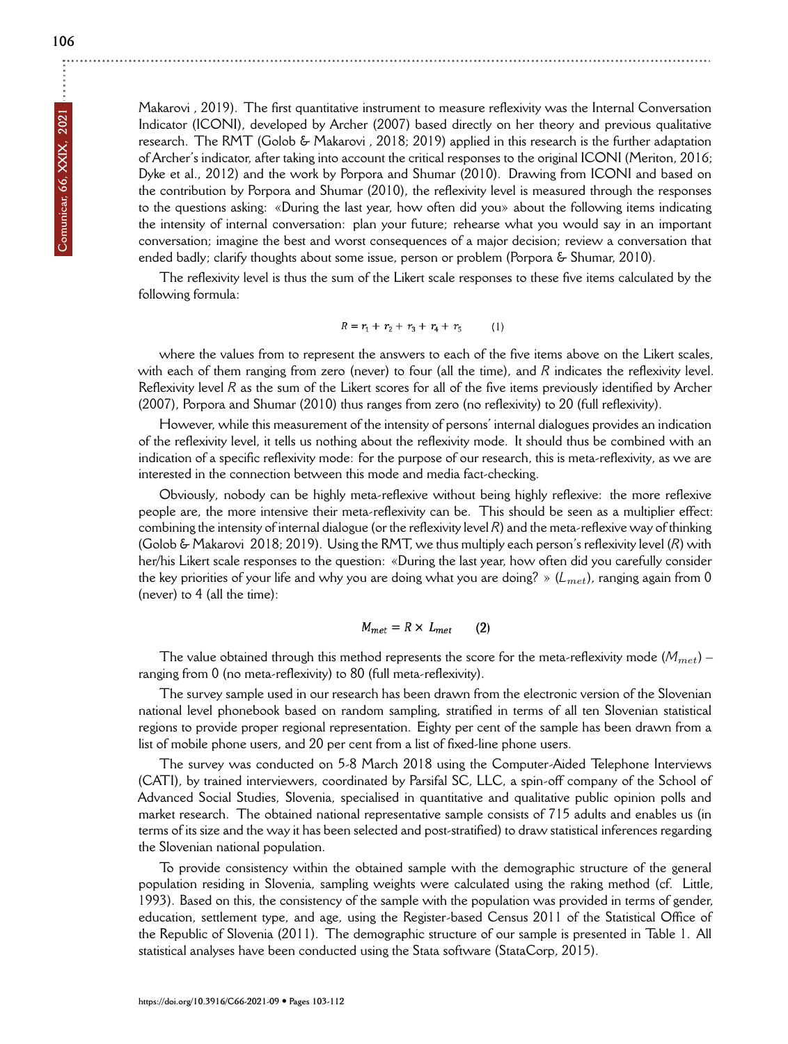Makarovi , 2019). The first quantitative instrument to measure reflexivity was the Internal Conversation Indicator (ICONI), developed by Archer (2007) based directly on her theory and previous qualitative research. The RMT (Golob & Makarovi , 2018; 2019) applied in this research is the further adaptation of Archer's indicator, after taking into account the critical responses to the original ICONI (Meriton, 2016; Dyke et al., 2012) and the work by Porpora and Shumar (2010). Drawing from ICONI and based on the contribution by Porpora and Shumar (2010), the reflexivity level is measured through the responses to the questions asking: «During the last year, how often did you» about the following items indicating the intensity of internal conversation: plan your future; rehearse what you would say in an important conversation; imagine the best and worst consequences of a major decision; review a conversation that ended badly; clarify thoughts about some issue, person or problem (Porpora & Shumar, 2010).

The reflexivity level is thus the sum of the Likert scale responses to these five items calculated by the following formula:

$$R = r_1 + r_2 + r_3 + r_4 + r_5 \qquad (1)$$

where the values from to represent the answers to each of the five items above on the Likert scales, with each of them ranging from zero (never) to four (all the time), and $R$ indicates the reflexivity level. Reflexivity level $R$ as the sum of the Likert scores for all of the five items previously identified by Archer (2007), Porpora and Shumar (2010) thus ranges from zero (no reflexivity) to 20 (full reflexivity).

However, while this measurement of the intensity of persons' internal dialogues provides an indication of the reflexivity level, it tells us nothing about the reflexivity mode. It should thus be combined with an indication of a specific reflexivity mode: for the purpose of our research, this is meta-reflexivity, as we are interested in the connection between this mode and media fact-checking.

Obviously, nobody can be highly meta-reflexive without being highly reflexive: the more reflexive people are, the more intensive their meta-reflexivity can be. This should be seen as a multiplier effect: combining the intensity of internal dialogue (or the reflexivity level $R$) and the meta-reflexive way of thinking (Golob & Makarovi 2018; 2019). Using the RMT, we thus multiply each person's reflexivity level ($R$) with her/his Likert scale responses to the question: «During the last year, how often did you carefully consider the key priorities of your life and why you are doing what you are doing? » ($L_{met}$), ranging again from 0 (never) to 4 (all the time):

$$M_{met} = R \times L_{met} \qquad (2)$$

The value obtained through this method represents the score for the meta-reflexivity mode ($M_{met}$) – ranging from 0 (no meta-reflexivity) to 80 (full meta-reflexivity).

The survey sample used in our research has been drawn from the electronic version of the Slovenian national level phonebook based on random sampling, stratified in terms of all ten Slovenian statistical regions to provide proper regional representation. Eighty per cent of the sample has been drawn from a list of mobile phone users, and 20 per cent from a list of fixed-line phone users.

The survey was conducted on 5-8 March 2018 using the Computer-Aided Telephone Interviews (CATI), by trained interviewers, coordinated by Parsifal SC, LLC, a spin-off company of the School of Advanced Social Studies, Slovenia, specialised in quantitative and qualitative public opinion polls and market research. The obtained national representative sample consists of 715 adults and enables us (in terms of its size and the way it has been selected and post-stratified) to draw statistical inferences regarding the Slovenian national population.

To provide consistency within the obtained sample with the demographic structure of the general population residing in Slovenia, sampling weights were calculated using the raking method (cf. Little, 1993). Based on this, the consistency of the sample with the population was provided in terms of gender, education, settlement type, and age, using the Register-based Census 2011 of the Statistical Office of the Republic of Slovenia (2011). The demographic structure of our sample is presented in Table 1. All statistical analyses have been conducted using the Stata software (StataCorp, 2015).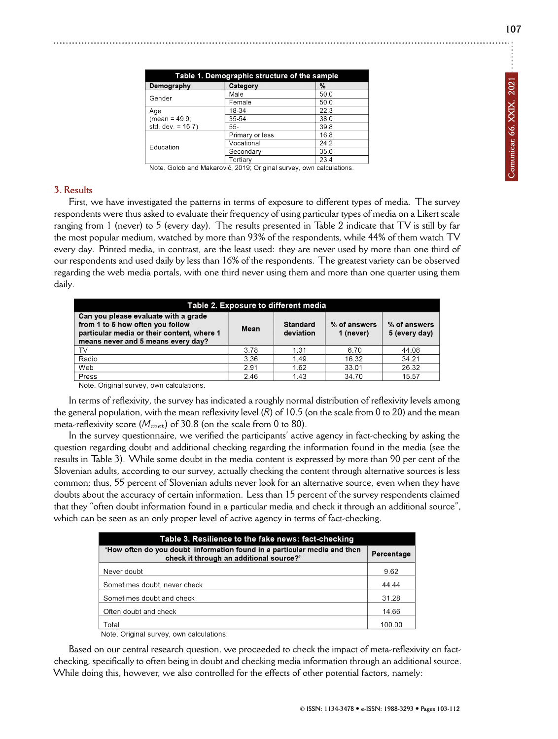**Table 1. Demographic structure of the sample**

| Demography | Category | % |
|---|---|---|
| Gender | Male | 50.0 |
| | Female | 50.0 |
| Age (mean = 49.9; std. dev. = 16.7) | 18-34 | 22.3 |
| | 35-54 | 38.0 |
| | 55- | 39.8 |
| Education | Primary or less | 16.8 |
| | Vocational | 24.2 |
| | Secondary | 35.6 |
| | Tertiary | 23.4 |

Note. Golob and Makarovič, 2019; Original survey, own calculations.

## 3. Results

First, we have investigated the patterns in terms of exposure to different types of media. The survey respondents were thus asked to evaluate their frequency of using particular types of media on a Likert scale ranging from 1 (never) to 5 (every day). The results presented in Table 2 indicate that TV is still by far the most popular medium, watched by more than 93% of the respondents, while 44% of them watch TV every day. Printed media, in contrast, are the least used: they are never used by more than one third of our respondents and used daily by less than 16% of the respondents. The greatest variety can be observed regarding the web media portals, with one third never using them and more than one quarter using them daily.

**Table 2. Exposure to different media**

| Can you please evaluate with a grade from 1 to 5 how often you follow particular media or their content, where 1 means never and 5 means every day? | Mean | Standard deviation | % of answers 1 (never) | % of answers 5 (every day) |
|---|---|---|---|---|
| TV | 3.78 | 1.31 | 6.70 | 44.08 |
| Radio | 3.36 | 1.49 | 16.32 | 34.21 |
| Web | 2.91 | 1.62 | 33.01 | 26.32 |
| Press | 2.46 | 1.43 | 34.70 | 15.57 |

Note. Original survey, own calculations.

In terms of reflexivity, the survey has indicated a roughly normal distribution of reflexivity levels among the general population, with the mean reflexivity level ($R$) of 10.5 (on the scale from 0 to 20) and the mean meta-reflexivity score ($M_{met}$) of 30.8 (on the scale from 0 to 80).

In the survey questionnaire, we verified the participants' active agency in fact-checking by asking the question regarding doubt and additional checking regarding the information found in the media (see the results in Table 3). While some doubt in the media content is expressed by more than 90 per cent of the Slovenian adults, according to our survey, actually checking the content through alternative sources is less common; thus, 55 percent of Slovenian adults never look for an alternative source, even when they have doubts about the accuracy of certain information. Less than 15 percent of the survey respondents claimed that they "often doubt information found in a particular media and check it through an additional source", which can be seen as an only proper level of active agency in terms of fact-checking.

**Table 3. Resilience to the fake news: fact-checking**

| 'How often do you doubt information found in a particular media and then check it through an additional source?' | Percentage |
|---|---|
| Never doubt | 9.62 |
| Sometimes doubt, never check | 44.44 |
| Sometimes doubt and check | 31.28 |
| Often doubt and check | 14.66 |
| Total | 100.00 |

Note. Original survey, own calculations.

Based on our central research question, we proceeded to check the impact of meta-reflexivity on fact-checking, specifically to often being in doubt and checking media information through an additional source. While doing this, however, we also controlled for the effects of other potential factors, namely: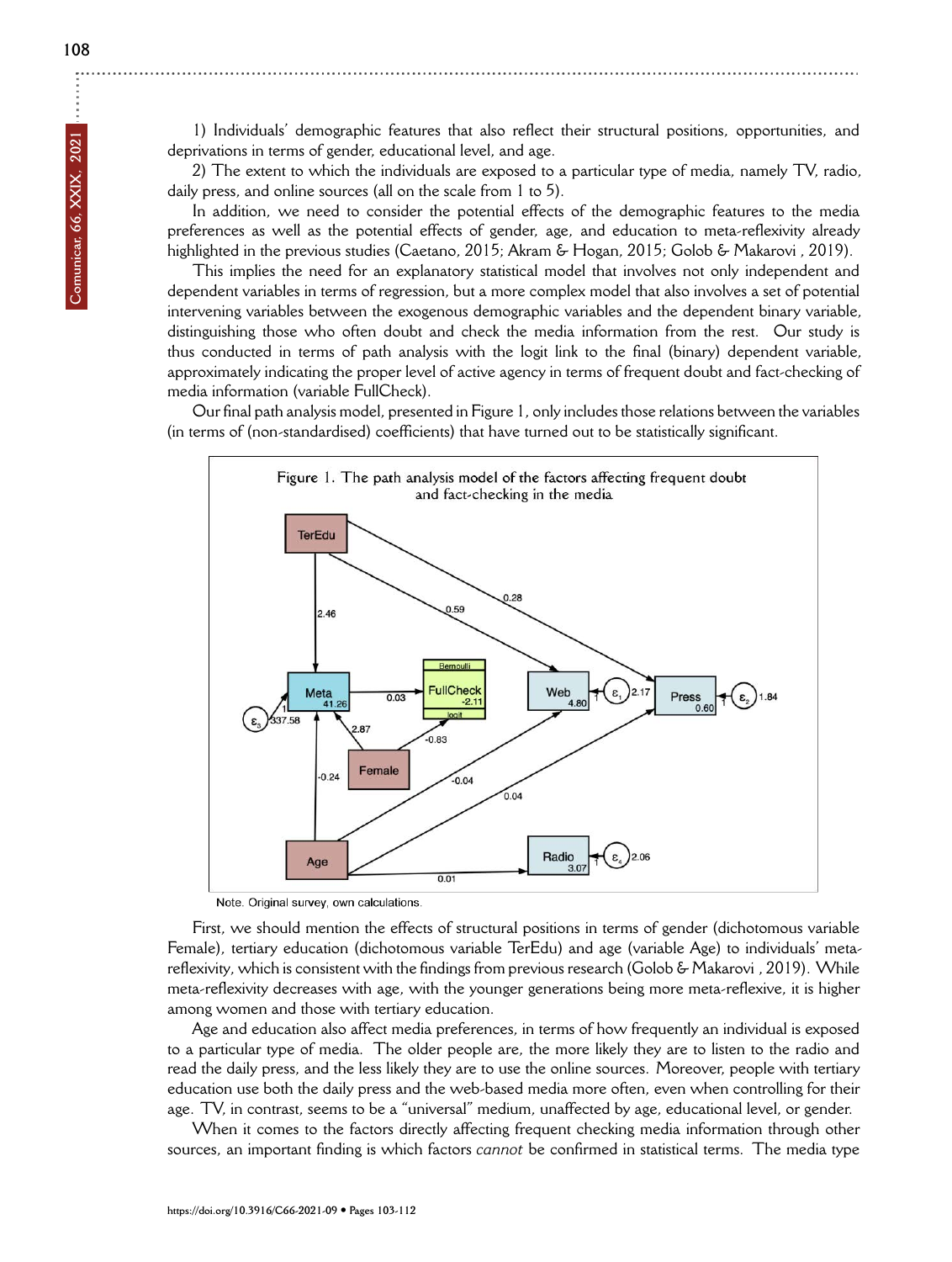1) Individuals' demographic features that also reflect their structural positions, opportunities, and deprivations in terms of gender, educational level, and age.

2) The extent to which the individuals are exposed to a particular type of media, namely TV, radio, daily press, and online sources (all on the scale from 1 to 5).

In addition, we need to consider the potential effects of the demographic features to the media preferences as well as the potential effects of gender, age, and education to meta-reflexivity already highlighted in the previous studies (Caetano, 2015; Akram & Hogan, 2015; Golob & Makarovi , 2019).

This implies the need for an explanatory statistical model that involves not only independent and dependent variables in terms of regression, but a more complex model that also involves a set of potential intervening variables between the exogenous demographic variables and the dependent binary variable, distinguishing those who often doubt and check the media information from the rest. Our study is thus conducted in terms of path analysis with the logit link to the final (binary) dependent variable, approximately indicating the proper level of active agency in terms of frequent doubt and fact-checking of media information (variable FullCheck).

Our final path analysis model, presented in Figure 1, only includes those relations between the variables (in terms of (non-standardised) coefficients) that have turned out to be statistically significant.

Figure 1. The path analysis model of the factors affecting frequent doubt and fact-checking in the media

Note. Original survey, own calculations.

First, we should mention the effects of structural positions in terms of gender (dichotomous variable Female), tertiary education (dichotomous variable TerEdu) and age (variable Age) to individuals' meta-reflexivity, which is consistent with the findings from previous research (Golob & Makarovi , 2019). While meta-reflexivity decreases with age, with the younger generations being more meta-reflexive, it is higher among women and those with tertiary education.

Age and education also affect media preferences, in terms of how frequently an individual is exposed to a particular type of media. The older people are, the more likely they are to listen to the radio and read the daily press, and the less likely they are to use the online sources. Moreover, people with tertiary education use both the daily press and the web-based media more often, even when controlling for their age. TV, in contrast, seems to be a "universal" medium, unaffected by age, educational level, or gender.

When it comes to the factors directly affecting frequent checking media information through other sources, an important finding is which factors *cannot* be confirmed in statistical terms. The media type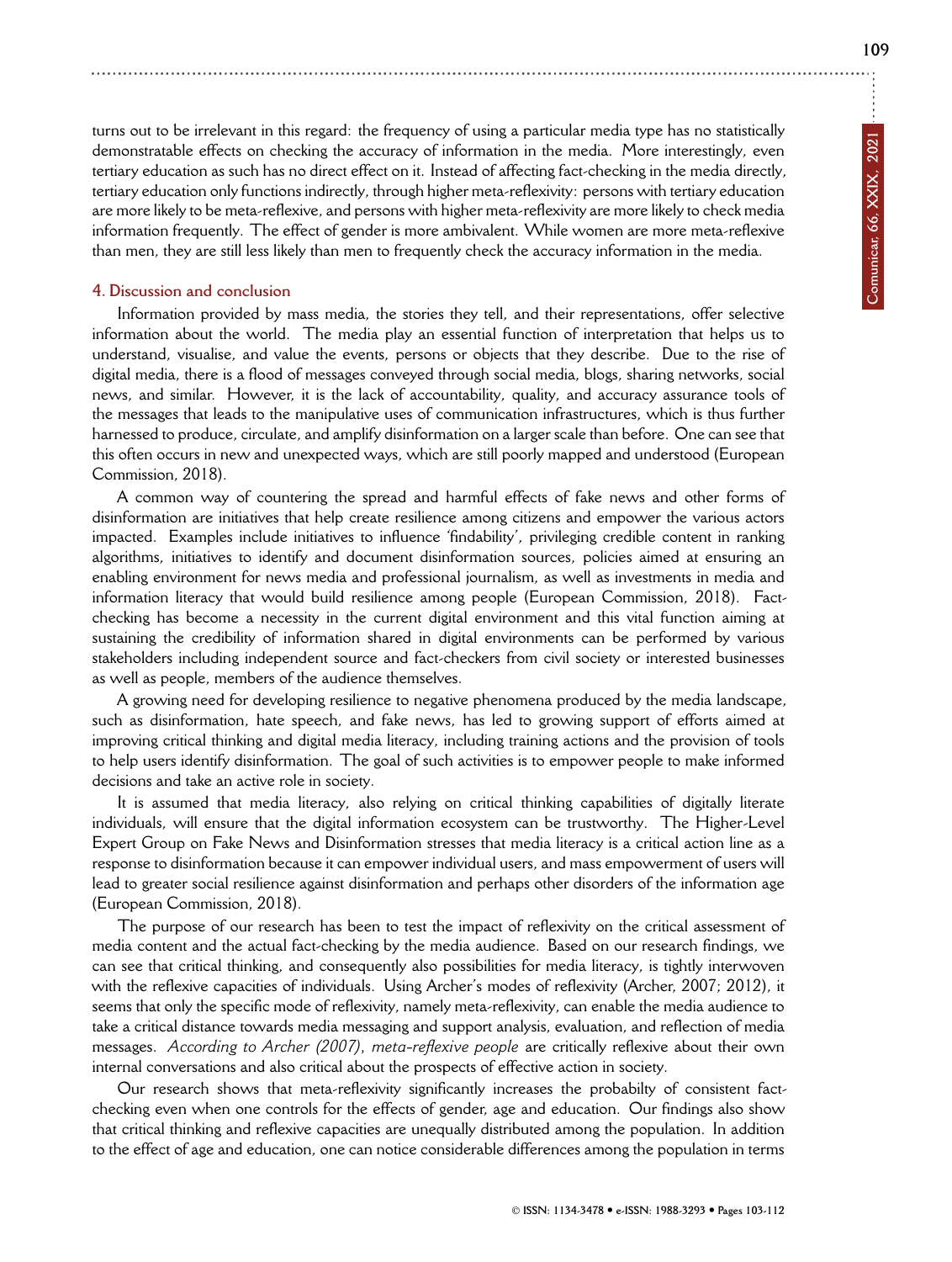turns out to be irrelevant in this regard: the frequency of using a particular media type has no statistically demonstratable effects on checking the accuracy of information in the media. More interestingly, even tertiary education as such has no direct effect on it. Instead of affecting fact-checking in the media directly, tertiary education only functions indirectly, through higher meta-reflexivity: persons with tertiary education are more likely to be meta-reflexive, and persons with higher meta-reflexivity are more likely to check media information frequently. The effect of gender is more ambivalent. While women are more meta-reflexive than men, they are still less likely than men to frequently check the accuracy information in the media.

## 4. Discussion and conclusion

Information provided by mass media, the stories they tell, and their representations, offer selective information about the world. The media play an essential function of interpretation that helps us to understand, visualise, and value the events, persons or objects that they describe. Due to the rise of digital media, there is a flood of messages conveyed through social media, blogs, sharing networks, social news, and similar. However, it is the lack of accountability, quality, and accuracy assurance tools of the messages that leads to the manipulative uses of communication infrastructures, which is thus further harnessed to produce, circulate, and amplify disinformation on a larger scale than before. One can see that this often occurs in new and unexpected ways, which are still poorly mapped and understood (European Commission, 2018).

A common way of countering the spread and harmful effects of fake news and other forms of disinformation are initiatives that help create resilience among citizens and empower the various actors impacted. Examples include initiatives to influence 'findability', privileging credible content in ranking algorithms, initiatives to identify and document disinformation sources, policies aimed at ensuring an enabling environment for news media and professional journalism, as well as investments in media and information literacy that would build resilience among people (European Commission, 2018). Fact-checking has become a necessity in the current digital environment and this vital function aiming at sustaining the credibility of information shared in digital environments can be performed by various stakeholders including independent source and fact-checkers from civil society or interested businesses as well as people, members of the audience themselves.

A growing need for developing resilience to negative phenomena produced by the media landscape, such as disinformation, hate speech, and fake news, has led to growing support of efforts aimed at improving critical thinking and digital media literacy, including training actions and the provision of tools to help users identify disinformation. The goal of such activities is to empower people to make informed decisions and take an active role in society.

It is assumed that media literacy, also relying on critical thinking capabilities of digitally literate individuals, will ensure that the digital information ecosystem can be trustworthy. The Higher-Level Expert Group on Fake News and Disinformation stresses that media literacy is a critical action line as a response to disinformation because it can empower individual users, and mass empowerment of users will lead to greater social resilience against disinformation and perhaps other disorders of the information age (European Commission, 2018).

The purpose of our research has been to test the impact of reflexivity on the critical assessment of media content and the actual fact-checking by the media audience. Based on our research findings, we can see that critical thinking, and consequently also possibilities for media literacy, is tightly interwoven with the reflexive capacities of individuals. Using Archer's modes of reflexivity (Archer, 2007; 2012), it seems that only the specific mode of reflexivity, namely meta-reflexivity, can enable the media audience to take a critical distance towards media messaging and support analysis, evaluation, and reflection of media messages. *According to Archer (2007)*, *meta-reflexive people* are critically reflexive about their own internal conversations and also critical about the prospects of effective action in society.

Our research shows that meta-reflexivity significantly increases the probabilty of consistent fact-checking even when one controls for the effects of gender, age and education. Our findings also show that critical thinking and reflexive capacities are unequally distributed among the population. In addition to the effect of age and education, one can notice considerable differences among the population in terms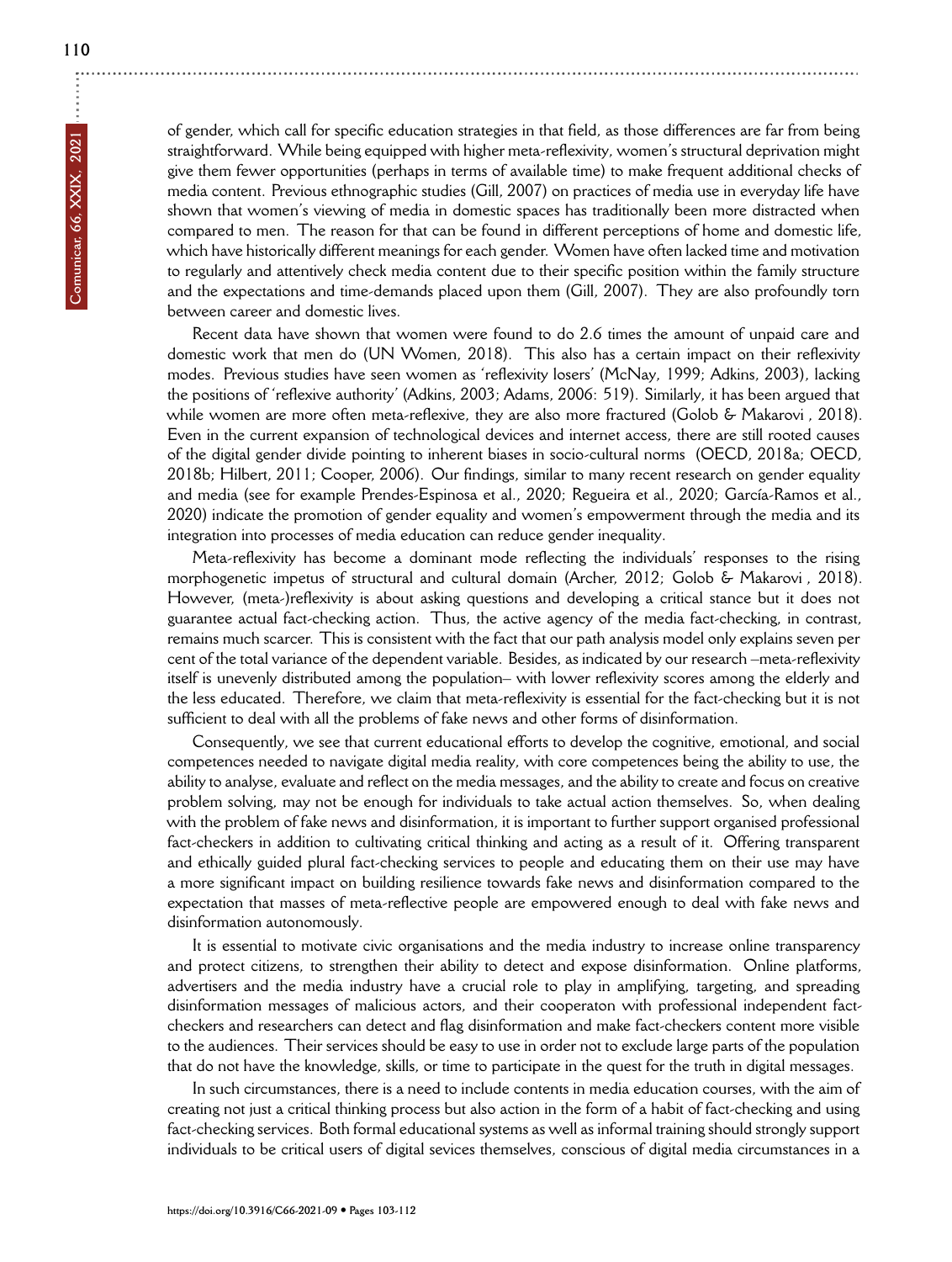of gender, which call for specific education strategies in that field, as those differences are far from being straightforward. While being equipped with higher meta-reflexivity, women's structural deprivation might give them fewer opportunities (perhaps in terms of available time) to make frequent additional checks of media content. Previous ethnographic studies (Gill, 2007) on practices of media use in everyday life have shown that women's viewing of media in domestic spaces has traditionally been more distracted when compared to men. The reason for that can be found in different perceptions of home and domestic life, which have historically different meanings for each gender. Women have often lacked time and motivation to regularly and attentively check media content due to their specific position within the family structure and the expectations and time-demands placed upon them (Gill, 2007). They are also profoundly torn between career and domestic lives.

Recent data have shown that women were found to do 2.6 times the amount of unpaid care and domestic work that men do (UN Women, 2018). This also has a certain impact on their reflexivity modes. Previous studies have seen women as 'reflexivity losers' (McNay, 1999; Adkins, 2003), lacking the positions of 'reflexive authority' (Adkins, 2003; Adams, 2006: 519). Similarly, it has been argued that while women are more often meta-reflexive, they are also more fractured (Golob & Makarovi , 2018). Even in the current expansion of technological devices and internet access, there are still rooted causes of the digital gender divide pointing to inherent biases in socio-cultural norms (OECD, 2018a; OECD, 2018b; Hilbert, 2011; Cooper, 2006). Our findings, similar to many recent research on gender equality and media (see for example Prendes-Espinosa et al., 2020; Regueira et al., 2020; García-Ramos et al., 2020) indicate the promotion of gender equality and women's empowerment through the media and its integration into processes of media education can reduce gender inequality.

Meta-reflexivity has become a dominant mode reflecting the individuals' responses to the rising morphogenetic impetus of structural and cultural domain (Archer, 2012; Golob & Makarovi , 2018). However, (meta-)reflexivity is about asking questions and developing a critical stance but it does not guarantee actual fact-checking action. Thus, the active agency of the media fact-checking, in contrast, remains much scarcer. This is consistent with the fact that our path analysis model only explains seven per cent of the total variance of the dependent variable. Besides, as indicated by our research –meta-reflexivity itself is unevenly distributed among the population– with lower reflexivity scores among the elderly and the less educated. Therefore, we claim that meta-reflexivity is essential for the fact-checking but it is not sufficient to deal with all the problems of fake news and other forms of disinformation.

Consequently, we see that current educational efforts to develop the cognitive, emotional, and social competences needed to navigate digital media reality, with core competences being the ability to use, the ability to analyse, evaluate and reflect on the media messages, and the ability to create and focus on creative problem solving, may not be enough for individuals to take actual action themselves. So, when dealing with the problem of fake news and disinformation, it is important to further support organised professional fact-checkers in addition to cultivating critical thinking and acting as a result of it. Offering transparent and ethically guided plural fact-checking services to people and educating them on their use may have a more significant impact on building resilience towards fake news and disinformation compared to the expectation that masses of meta-reflective people are empowered enough to deal with fake news and disinformation autonomously.

It is essential to motivate civic organisations and the media industry to increase online transparency and protect citizens, to strengthen their ability to detect and expose disinformation. Online platforms, advertisers and the media industry have a crucial role to play in amplifying, targeting, and spreading disinformation messages of malicious actors, and their cooperaton with professional independent fact-checkers and researchers can detect and flag disinformation and make fact-checkers content more visible to the audiences. Their services should be easy to use in order not to exclude large parts of the population that do not have the knowledge, skills, or time to participate in the quest for the truth in digital messages.

In such circumstances, there is a need to include contents in media education courses, with the aim of creating not just a critical thinking process but also action in the form of a habit of fact-checking and using fact-checking services. Both formal educational systems as well as informal training should strongly support individuals to be critical users of digital sevices themselves, conscious of digital media circumstances in a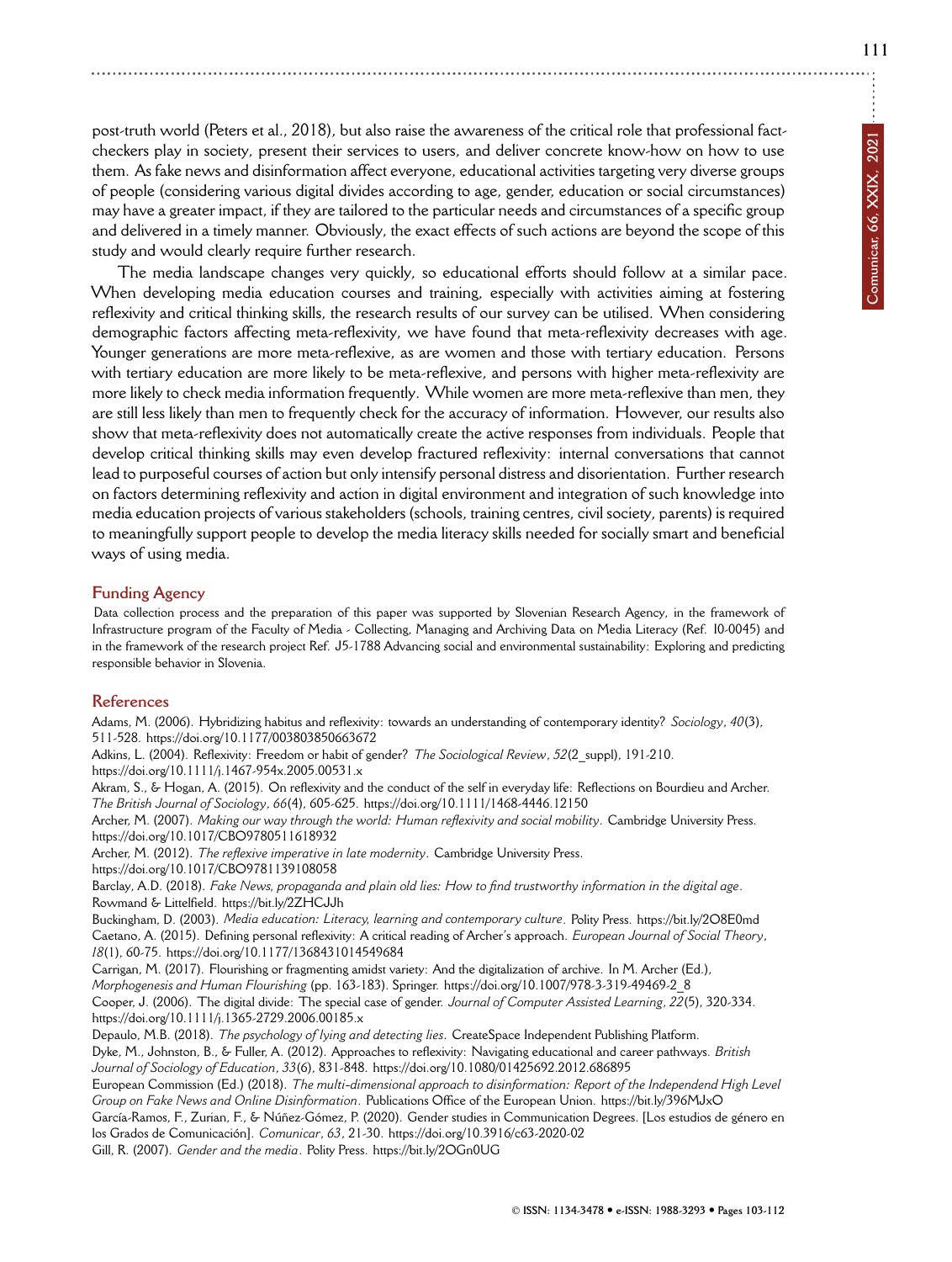post-truth world (Peters et al., 2018), but also raise the awareness of the critical role that professional fact-checkers play in society, present their services to users, and deliver concrete know-how on how to use them. As fake news and disinformation affect everyone, educational activities targeting very diverse groups of people (considering various digital divides according to age, gender, education or social circumstances) may have a greater impact, if they are tailored to the particular needs and circumstances of a specific group and delivered in a timely manner. Obviously, the exact effects of such actions are beyond the scope of this study and would clearly require further research.

The media landscape changes very quickly, so educational efforts should follow at a similar pace. When developing media education courses and training, especially with activities aiming at fostering reflexivity and critical thinking skills, the research results of our survey can be utilised. When considering demographic factors affecting meta-reflexivity, we have found that meta-reflexivity decreases with age. Younger generations are more meta-reflexive, as are women and those with tertiary education. Persons with tertiary education are more likely to be meta-reflexive, and persons with higher meta-reflexivity are more likely to check media information frequently. While women are more meta-reflexive than men, they are still less likely than men to frequently check for the accuracy of information. However, our results also show that meta-reflexivity does not automatically create the active responses from individuals. People that develop critical thinking skills may even develop fractured reflexivity: internal conversations that cannot lead to purposeful courses of action but only intensify personal distress and disorientation. Further research on factors determining reflexivity and action in digital environment and integration of such knowledge into media education projects of various stakeholders (schools, training centres, civil society, parents) is required to meaningfully support people to develop the media literacy skills needed for socially smart and beneficial ways of using media.

## Funding Agency

Data collection process and the preparation of this paper was supported by Slovenian Research Agency, in the framework of Infrastructure program of the Faculty of Media - Collecting, Managing and Archiving Data on Media Literacy (Ref. I0-0045) and in the framework of the research project Ref. J5-1788 Advancing social and environmental sustainability: Exploring and predicting responsible behavior in Slovenia.

## References

Adams, M. (2006). Hybridizing habitus and reflexivity: towards an understanding of contemporary identity? *Sociology*, *40*(3), 511-528. https://doi.org/10.1177/0038038506063672

Adkins, L. (2004). Reflexivity: Freedom or habit of gender? *The Sociological Review*, *52*(2_suppl), 191-210. https://doi.org/10.1111/j.1467-954x.2005.00531.x

Akram, S., & Hogan, A. (2015). On reflexivity and the conduct of the self in everyday life: Reflections on Bourdieu and Archer. *The British Journal of Sociology*, *66*(4), 605-625. https://doi.org/10.1111/1468-4446.12150

Archer, M. (2007). *Making our way through the world: Human reflexivity and social mobility*. Cambridge University Press. https://doi.org/10.1017/CBO9780511618932

Archer, M. (2012). *The reflexive imperative in late modernity*. Cambridge University Press. https://doi.org/10.1017/CBO9781139108058

Barclay, A.D. (2018). *Fake News, propaganda and plain old lies: How to find trustworthy information in the digital age*. Rowmand & Littelfield. https://bit.ly/2ZHCJJh

Buckingham, D. (2003). *Media education: Literacy, learning and contemporary culture*. Polity Press. https://bit.ly/2O8E0md

Caetano, A. (2015). Defining personal reflexivity: A critical reading of Archer's approach. *European Journal of Social Theory*, *18*(1), 60-75. https://doi.org/10.1177/1368431014549684

Carrigan, M. (2017). Flourishing or fragmenting amidst variety: And the digitalization of archive. In M. Archer (Ed.), *Morphogenesis and Human Flourishing* (pp. 163-183). Springer. https://doi.org/10.1007/978-3-319-49469-2_8

Cooper, J. (2006). The digital divide: The special case of gender. *Journal of Computer Assisted Learning*, *22*(5), 320-334. https://doi.org/10.1111/j.1365-2729.2006.00185.x

Depaulo, M.B. (2018). *The psychology of lying and detecting lies*. CreateSpace Independent Publishing Platform.

Dyke, M., Johnston, B., & Fuller, A. (2012). Approaches to reflexivity: Navigating educational and career pathways. *British Journal of Sociology of Education*, *33*(6), 831-848. https://doi.org/10.1080/01425692.2012.686895

European Commission (Ed.) (2018). *The multi-dimensional approach to disinformation: Report of the Independend High Level Group on Fake News and Online Disinformation*. Publications Office of the European Union. https://bit.ly/396MJxO

García-Ramos, F., Zurian, F., & Núñez-Gómez, P. (2020). Gender studies in Communication Degrees. [Los estudios de género en los Grados de Comunicación]. *Comunicar*, *63*, 21-30. https://doi.org/10.3916/c63-2020-02

Gill, R. (2007). *Gender and the media*. Polity Press. https://bit.ly/2OGn0UG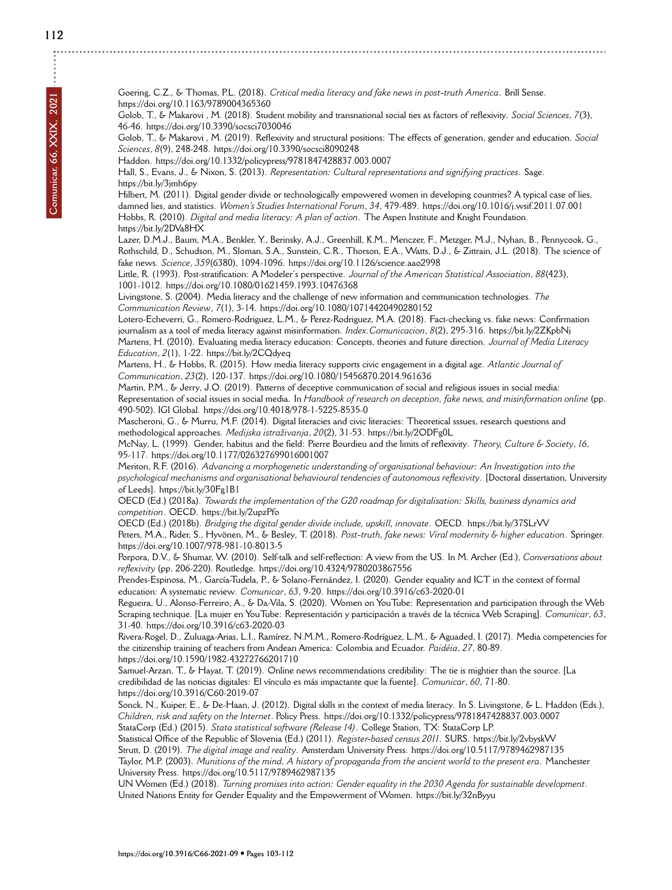Goering, C.Z., & Thomas, P.L. (2018). *Critical media literacy and fake news in post-truth America*. Brill Sense. https://doi.org/10.1163/9789004365360

Golob, T., & Makarovi , M. (2018). Student mobility and transnational social ties as factors of reflexivity. *Social Sciences*, *7*(3), 46-46. https://doi.org/10.3390/socsci7030046

Golob, T., & Makarovi , M. (2019). Reflexivity and structural positions: The effects of generation, gender and education. *Social Sciences*, *8*(9), 248-248. https://doi.org/10.3390/socsci8090248

Haddon. https://doi.org/10.1332/policypress/9781847428837.003.0007

Hall, S., Evans, J., & Nixon, S. (2013). *Representation: Cultural representations and signifying practices*. Sage. https://bit.ly/3jmh6py

Hilbert, M. (2011). Digital gender divide or technologically empowered women in developing countries? A typical case of lies, damned lies, and statistics. *Women's Studies International Forum*, *34*, 479-489. https://doi.org/10.1016/j.wsif.2011.07.001

Hobbs, R. (2010). *Digital and media literacy: A plan of action*. The Aspen Institute and Knight Foundation. https://bit.ly/2DVa8HX

Lazer, D.M.J., Baum, M.A., Benkler, Y., Berinsky, A.J., Greenhill, K.M., Menczer, F., Metzger, M.J., Nyhan, B., Pennycook, G., Rothschild, D., Schudson, M., Sloman, S.A., Sunstein, C.R., Thorson, E.A., Watts, D.J., & Zittrain, J.L. (2018). The science of fake news. *Science*, *359*(6380), 1094-1096. https://doi.org/10.1126/science.aao2998

Little, R. (1993). Post-stratification: A Modeler's perspective. *Journal of the American Statistical Association*, *88*(423), 1001-1012. https://doi.org/10.1080/01621459.1993.10476368

Livingstone, S. (2004). Media literacy and the challenge of new information and communication technologies. *The Communication Review*, *7*(1), 3-14. https://doi.org/10.1080/10714420490280152

Lotero-Echeverri, G., Romero-Rodriguez, L.M., & Perez-Rodriguez, M.A. (2018). Fact-checking vs. fake news: Confirmation journalism as a tool of media literacy against misinformation. *Index.Comunicacion*, *8*(2), 295-316. https://bit.ly/2ZKpbNj

Martens, H. (2010). Evaluating media literacy education: Concepts, theories and future direction. *Journal of Media Literacy Education*, *2*(1), 1-22. https://bit.ly/2CQdyeq

Martens, H., & Hobbs, R. (2015). How media literacy supports civic engagement in a digital age. *Atlantic Journal of Communication*, *23*(2), 120-137. https://doi.org/10.1080/15456870.2014.961636

Martin, P.M., & Jerry, J.O. (2019). Patterns of deceptive communication of social and religious issues in social media: Representation of social issues in social media. In *Handbook of research on deception, fake news, and misinformation online* (pp. 490-502). IGI Global. https://doi.org/10.4018/978-1-5225-8535-0

Mascheroni, G., & Murru, M.F. (2014). Digital literacies and civic literacies: Theoretical sssues, research questions and methodological approaches. *Medijska istraživanja*, *20*(2), 31-53. https://bit.ly/2ODFg0L

McNay, L. (1999). Gender, habitus and the field: Pierre Bourdieu and the limits of reflexivity. *Theory, Culture & Society*, *16*, 95-117. https://doi.org/10.1177/026327699016001007

Meriton, R.F. (2016). *Advancing a morphogenetic understanding of organisational behaviour: An Investigation into the psychological mechanisms and organisational behavioural tendencies of autonomous reflexivity*. [Doctoral dissertation, University of Leeds]. https://bit.ly/30Fg1B1

OECD (Ed.) (2018a). *Towards the implementation of the G20 roadmap for digitalisation: Skills, business dynamics and competition*. OECD. https://bit.ly/2upzPfo

OECD (Ed.) (2018b). *Bridging the digital gender divide include, upskill, innovate*. OECD. https://bit.ly/37SLrVV

Peters, M.A., Rider, S., Hyvönen, M., & Besley, T. (2018). *Post-truth, fake news: Viral modernity & higher education*. Springer. https://doi.org/10.1007/978-981-10-8013-5

Porpora, D.V., & Shumar, W. (2010). Self-talk and self-reflection: A view from the US. In M. Archer (Ed.), *Conversations about reflexivity* (pp. 206-220). Routledge. https://doi.org/10.4324/9780203867556

Prendes-Espinosa, M., García-Tudela, P., & Solano-Fernández, I. (2020). Gender equality and ICT in the context of formal education: A systematic review. *Comunicar*, *63*, 9-20. https://doi.org/10.3916/c63-2020-01

Regueira, U., Alonso-Ferreiro, A., & Da-Vila, S. (2020). Women on YouTube: Representation and participation through the Web Scraping technique. [La mujer en YouTube: Representación y participación a través de la técnica Web Scraping]. *Comunicar*, *63*, 31-40. https://doi.org/10.3916/c63-2020-03

Rivera-Rogel, D., Zuluaga-Arias, L.I., Ramírez, N.M.M., Romero-Rodríguez, L.M., & Aguaded, I. (2017). Media competencies for the citizenship training of teachers from Andean America: Colombia and Ecuador. *Paidéia*, *27*, 80-89. https://doi.org/10.1590/1982-43272766201710

Samuel-Arzan, T., & Hayat, T. (2019). Online news recommendations credibility: The tie is mightier than the source. [La credibilidad de las noticias digitales: El vínculo es más impactante que la fuente]. *Comunicar*, *60*, 71-80. https://doi.org/10.3916/C60-2019-07

Sonck, N., Kuiper, E., & De-Haan, J. (2012). Digital skills in the context of media literacy. In S. Livingstone, & L. Haddon (Eds.), *Children, risk and safety on the Internet*. Policy Press. https://doi.org/10.1332/policypress/9781847428837.003.0007

StataCorp (Ed.) (2015). *Stata statistical software (Release 14)*. College Station, TX: StataCorp LP.

Statistical Office of the Republic of Slovenia (Ed.) (2011). *Register-based census 2011*. SURS. https://bit.ly/2vbyskW

Strutt, D. (2019). *The digital image and reality*. Amsterdam University Press. https://doi.org/10.5117/9789462987135

Taylor, M.P. (2003). *Munitions of the mind. A history of propaganda from the ancient world to the present era*. Manchester University Press. https://doi.org/10.5117/9789462987135

UN Women (Ed.) (2018). *Turning promises into action: Gender equality in the 2030 Agenda for sustainable development*. United Nations Entity for Gender Equality and the Empowerment of Women. https://bit.ly/32nByyu